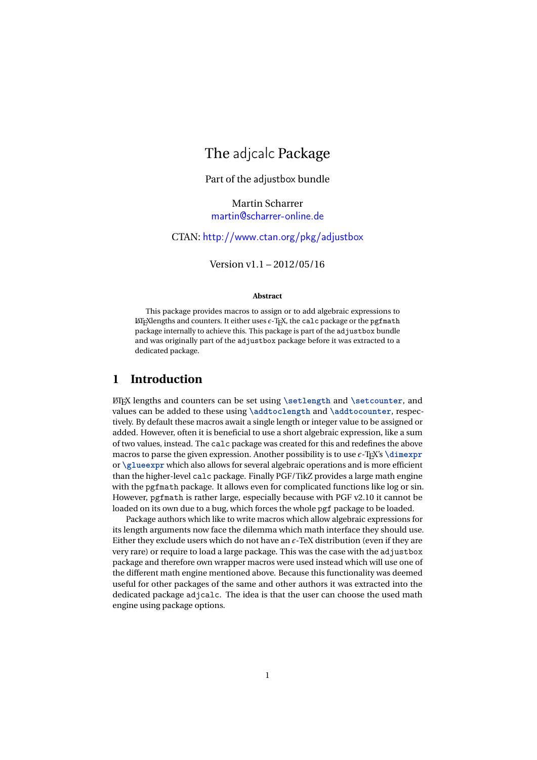# The adjcalc Package

Part of the adjustbox bundle

Martin Scharrer
martin@scharrer-online.de

CTAN: http://www.ctan.org/pkg/adjustbox

Version v1.1 – 2012/05/16

**Abstract**

This package provides macros to assign or to add algebraic expressions to LaTeXlengths and counters. It either uses $\epsilon$-TeX, the `calc` package or the `pgfmath` package internally to achieve this. This package is part of the `adjustbox` bundle and was originally part of the `adjustbox` package before it was extracted to a dedicated package.

## 1 Introduction

LaTeX lengths and counters can be set using `\setlength` and `\setcounter`, and values can be added to these using `\addtoclength` and `\addtocounter`, respectively. By default these macros await a single length or integer value to be assigned or added. However, often it is beneficial to use a short algebraic expression, like a sum of two values, instead. The `calc` package was created for this and redefines the above macros to parse the given expression. Another possibility is to use $\epsilon$-TeX's `\dimexpr` or `\glueexpr` which also allows for several algebraic operations and is more efficient than the higher-level `calc` package. Finally PGF/TikZ provides a large math engine with the `pgfmath` package. It allows even for complicated functions like log or sin. However, `pgfmath` is rather large, especially because with PGF v2.10 it cannot be loaded on its own due to a bug, which forces the whole `pgf` package to be loaded.

Package authors which like to write macros which allow algebraic expressions for its length arguments now face the dilemma which math interface they should use. Either they exclude users which do not have an $\epsilon$-TeX distribution (even if they are very rare) or require to load a large package. This was the case with the `adjustbox` package and therefore own wrapper macros were used instead which will use one of the different math engine mentioned above. Because this functionality was deemed useful for other packages of the same and other authors it was extracted into the dedicated package `adjcalc`. The idea is that the user can choose the used math engine using package options.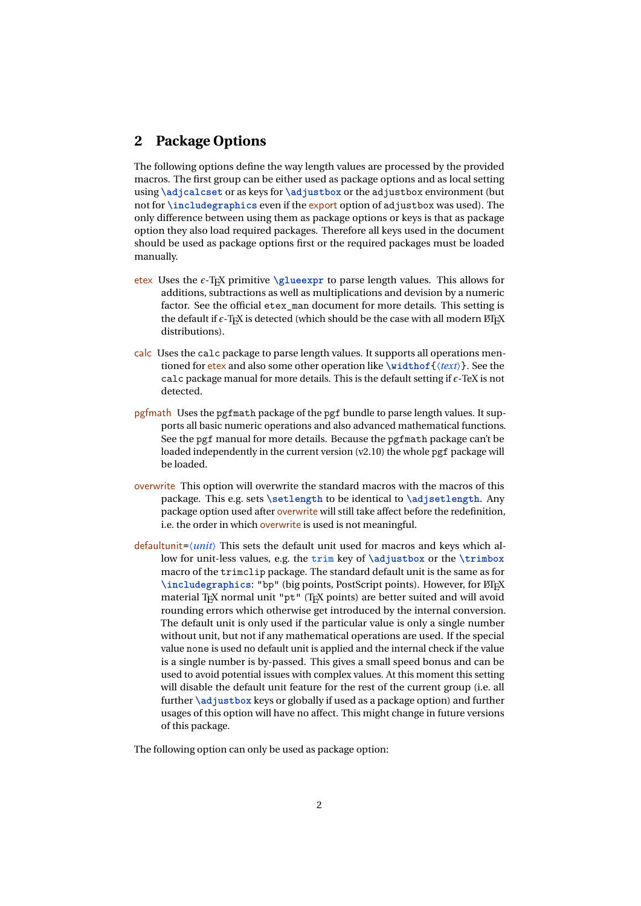## 2 Package Options

The following options define the way length values are processed by the provided macros. The first group can be either used as package options and as local setting using `\adjcalcset` or as keys for `\adjustbox` or the `adjustbox` environment (but not for `\includegraphics` even if the export option of `adjustbox` was used). The only difference between using them as package options or keys is that as package option they also load required packages. Therefore all keys used in the document should be used as package options first or the required packages must be loaded manually.

etex Uses the $\epsilon$-TeX primitive `\glueexpr` to parse length values. This allows for additions, subtractions as well as multiplications and devision by a numeric factor. See the official `etex_man` document for more details. This setting is the default if $\epsilon$-TeX is detected (which should be the case with all modern LaTeX distributions).

calc Uses the `calc` package to parse length values. It supports all operations mentioned for etex and also some other operation like `\widthof{⟨text⟩}`. See the `calc` package manual for more details. This is the default setting if $\epsilon$-TeX is not detected.

pgfmath Uses the `pgfmath` package of the `pgf` bundle to parse length values. It supports all basic numeric operations and also advanced mathematical functions. See the `pgf` manual for more details. Because the `pgfmath` package can't be loaded independently in the current version (v2.10) the whole `pgf` package will be loaded.

overwrite This option will overwrite the standard macros with the macros of this package. This e.g. sets `\setlength` to be identical to `\adjsetlength`. Any package option used after overwrite will still take affect before the redefinition, i.e. the order in which overwrite is used is not meaningful.

defaultunit=⟨unit⟩ This sets the default unit used for macros and keys which allow for unit-less values, e.g. the `trim` key of `\adjustbox` or the `\trimbox` macro of the `trimclip` package. The standard default unit is the same as for `\includegraphics`: "bp" (big points, PostScript points). However, for LaTeX material TeX normal unit "pt" (TeX points) are better suited and will avoid rounding errors which otherwise get introduced by the internal conversion. The default unit is only used if the particular value is only a single number without unit, but not if any mathematical operations are used. If the special value `none` is used no default unit is applied and the internal check if the value is a single number is by-passed. This gives a small speed bonus and can be used to avoid potential issues with complex values. At this moment this setting will disable the default unit feature for the rest of the current group (i.e. all further `\adjustbox` keys or globally if used as a package option) and further usages of this option will have no affect. This might change in future versions of this package.

The following option can only be used as package option: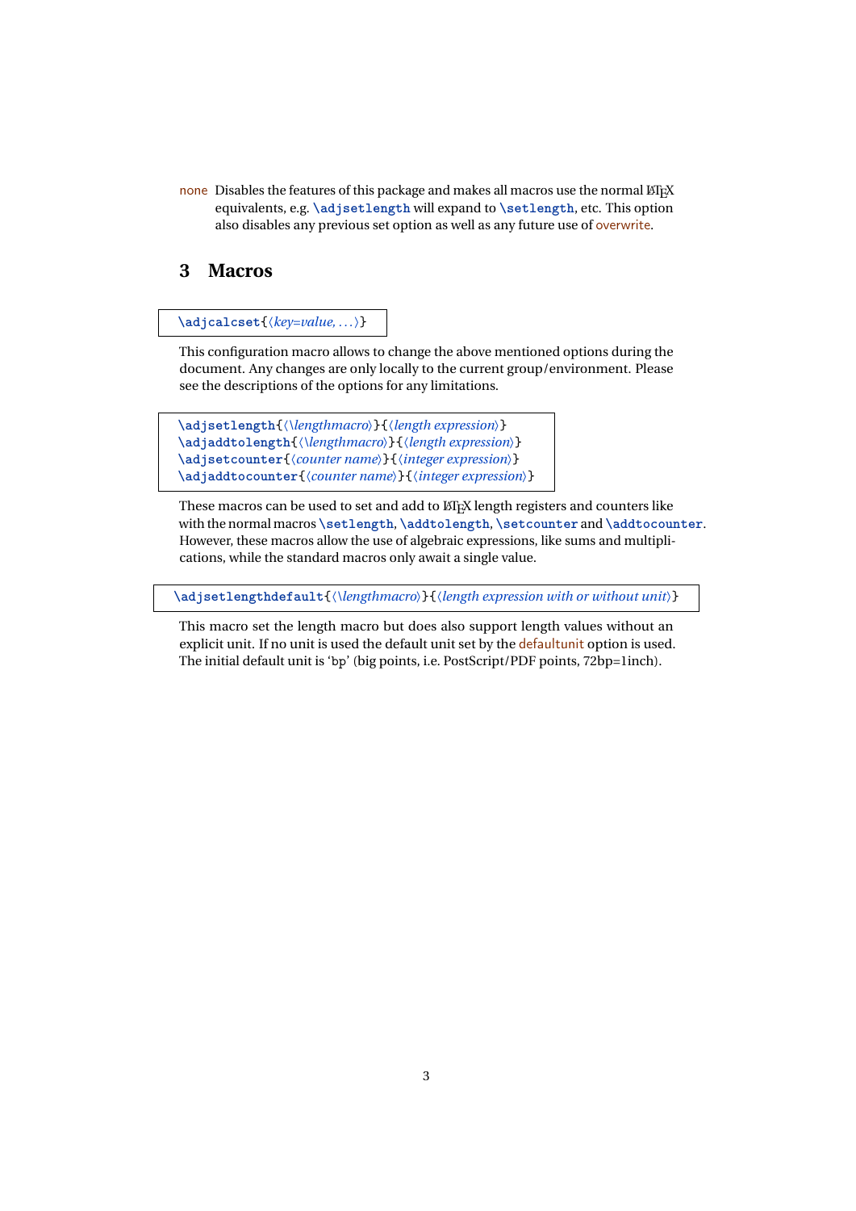none Disables the features of this package and makes all macros use the normal LaTeX equivalents, e.g. `\adjsetlength` will expand to `\setlength`, etc. This option also disables any previous set option as well as any future use of overwrite.

## 3 Macros

```
\adjcalcset{⟨key=value, ...⟩}
```

This configuration macro allows to change the above mentioned options during the document. Any changes are only locally to the current group/environment. Please see the descriptions of the options for any limitations.

```
\adjsetlength{⟨\lengthmacro⟩}{⟨length expression⟩}
\adjaddtolength{⟨\lengthmacro⟩}{⟨length expression⟩}
\adjsetcounter{⟨counter name⟩}{⟨integer expression⟩}
\adjaddtocounter{⟨counter name⟩}{⟨integer expression⟩}
```

These macros can be used to set and add to LaTeX length registers and counters like with the normal macros `\setlength`, `\addtolength`, `\setcounter` and `\addtocounter`. However, these macros allow the use of algebraic expressions, like sums and multiplications, while the standard macros only await a single value.

```
\adjsetlengthdefault{⟨\lengthmacro⟩}{⟨length expression with or without unit⟩}
```

This macro set the length macro but does also support length values without an explicit unit. If no unit is used the default unit set by the defaultunit option is used. The initial default unit is 'bp' (big points, i.e. PostScript/PDF points, 72bp=1inch).